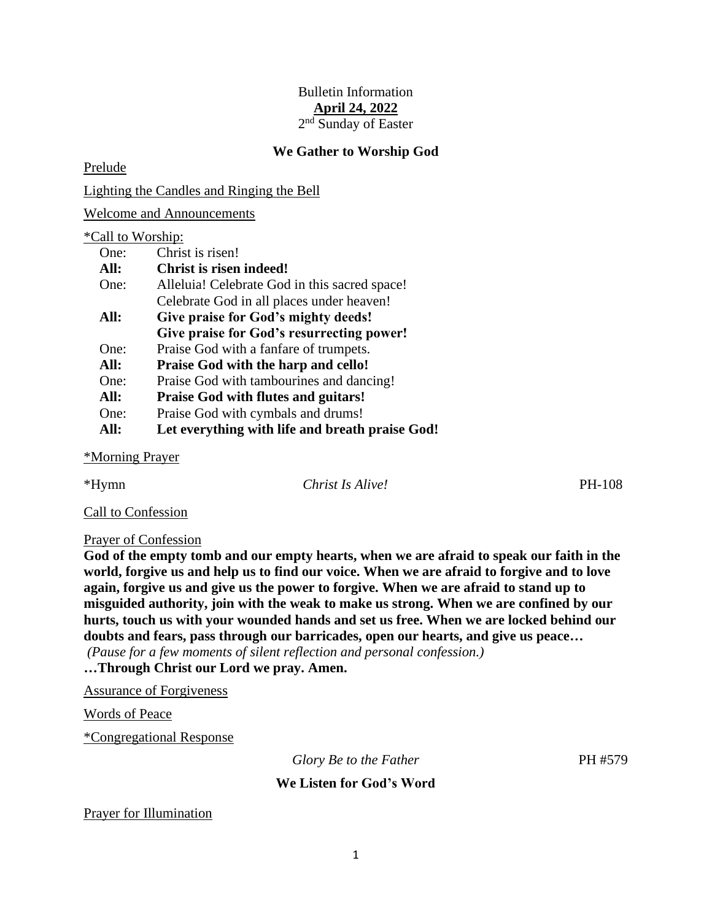Bulletin Information

**April 24, 2022**

2nd Sunday of Easter

## We Gather to Worship God

Prelude

Lighting the Candles and Ringing the Bell

Welcome and Announcements

*Call to Worship:

One: Christ is risen!

**All: Christ is risen indeed!**

One: Alleluia! Celebrate God in this sacred space!
Celebrate God in all places under heaven!

**All: Give praise for God's mighty deeds!
Give praise for God's resurrecting power!**

One: Praise God with a fanfare of trumpets.

**All: Praise God with the harp and cello!**

One: Praise God with tambourines and dancing!

**All: Praise God with flutes and guitars!**

One: Praise God with cymbals and drums!

**All: Let everything with life and breath praise God!**

*Morning Prayer

*Hymn — *Christ Is Alive!* — PH-108

Call to Confession

Prayer of Confession

**God of the empty tomb and our empty hearts, when we are afraid to speak our faith in the world, forgive us and help us to find our voice. When we are afraid to forgive and to love again, forgive us and give us the power to forgive. When we are afraid to stand up to misguided authority, join with the weak to make us strong. When we are confined by our hurts, touch us with your wounded hands and set us free. When we are locked behind our doubts and fears, pass through our barricades, open our hearts, and give us peace…**

*(Pause for a few moments of silent reflection and personal confession.)*

**…Through Christ our Lord we pray. Amen.**

Assurance of Forgiveness

Words of Peace

*Congregational Response

*Glory Be to the Father* — PH #579

## We Listen for God's Word

Prayer for Illumination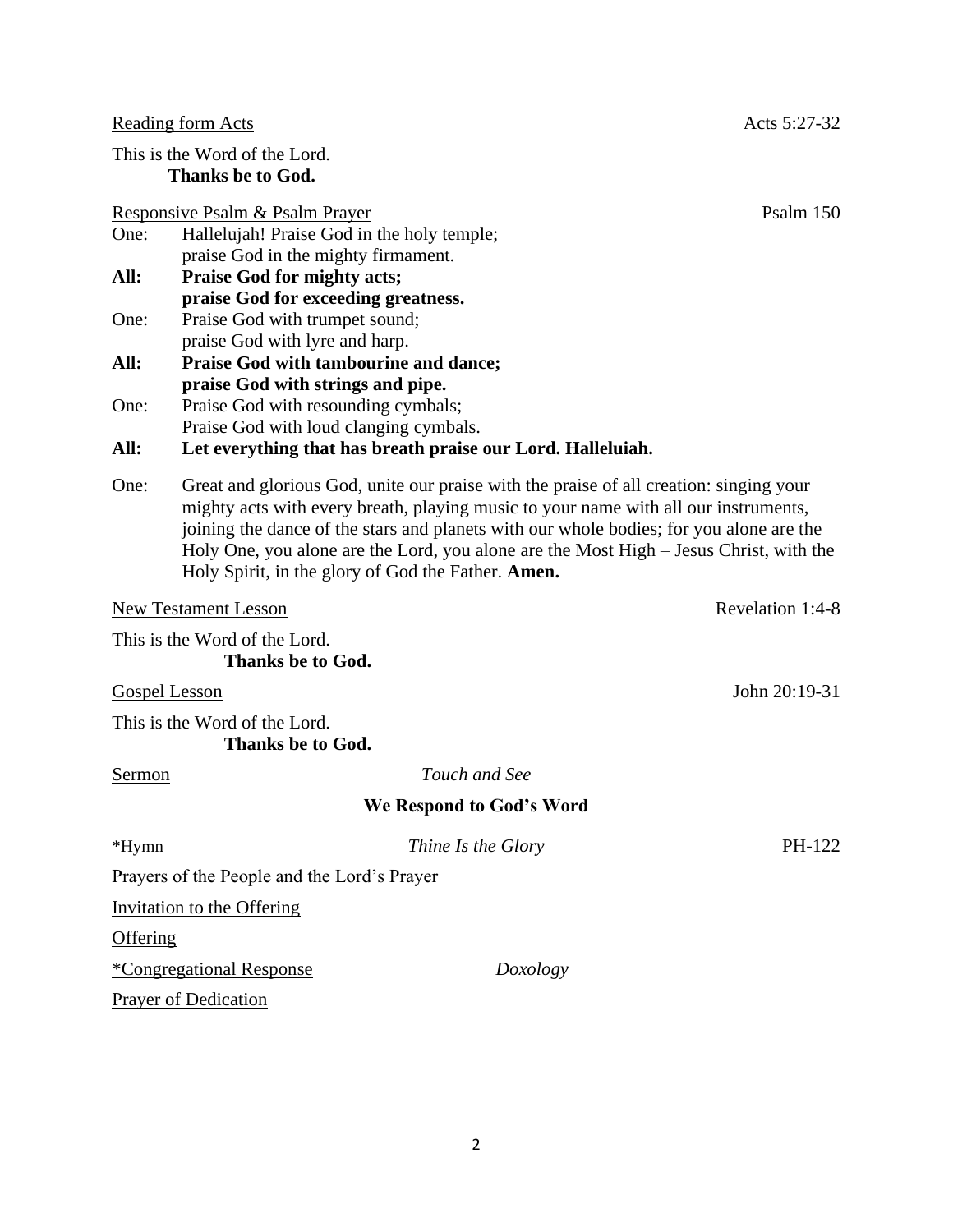Reading form Acts — Acts 5:27-32

This is the Word of the Lord.
**Thanks be to God.**

Responsive Psalm & Psalm Prayer — Psalm 150

One: Hallelujah! Praise God in the holy temple;
praise God in the mighty firmament.

**All: Praise God for mighty acts;**
**praise God for exceeding greatness.**

One: Praise God with trumpet sound;
praise God with lyre and harp.

**All: Praise God with tambourine and dance;**
**praise God with strings and pipe.**

One: Praise God with resounding cymbals;
Praise God with loud clanging cymbals.

**All: Let everything that has breath praise our Lord. Halleluiah.**

One: Great and glorious God, unite our praise with the praise of all creation: singing your mighty acts with every breath, playing music to your name with all our instruments, joining the dance of the stars and planets with our whole bodies; for you alone are the Holy One, you alone are the Lord, you alone are the Most High – Jesus Christ, with the Holy Spirit, in the glory of God the Father. **Amen.**

New Testament Lesson — Revelation 1:4-8

This is the Word of the Lord.
**Thanks be to God.**

Gospel Lesson — John 20:19-31

This is the Word of the Lord.
**Thanks be to God.**

Sermon — *Touch and See*

## We Respond to God's Word

*Hymn — *Thine Is the Glory* — PH-122

Prayers of the People and the Lord's Prayer

Invitation to the Offering

Offering

*Congregational Response — *Doxology*

Prayer of Dedication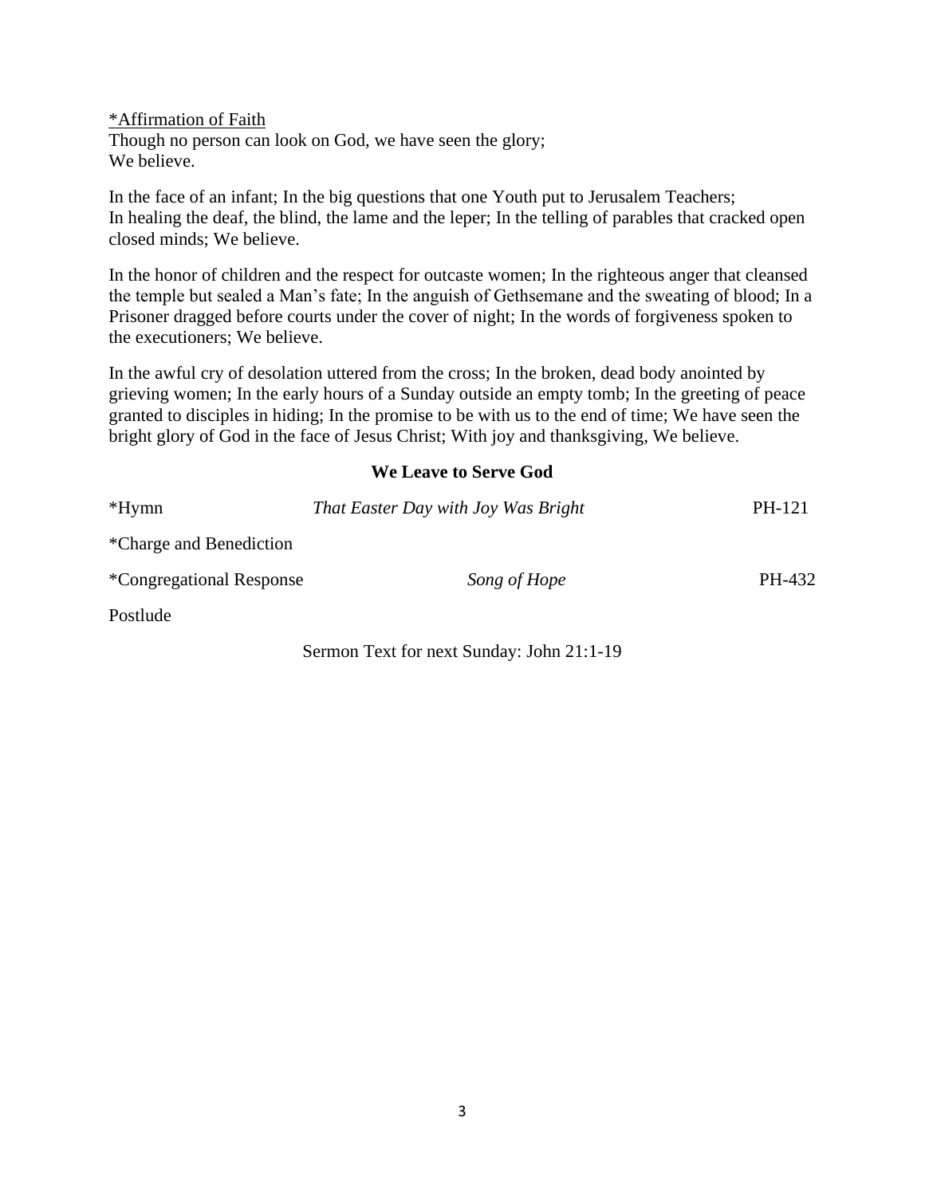*Affirmation of Faith

Though no person can look on God, we have seen the glory;
We believe.

In the face of an infant; In the big questions that one Youth put to Jerusalem Teachers;
In healing the deaf, the blind, the lame and the leper; In the telling of parables that cracked open closed minds; We believe.

In the honor of children and the respect for outcaste women; In the righteous anger that cleansed the temple but sealed a Man's fate; In the anguish of Gethsemane and the sweating of blood; In a Prisoner dragged before courts under the cover of night; In the words of forgiveness spoken to the executioners; We believe.

In the awful cry of desolation uttered from the cross; In the broken, dead body anointed by grieving women; In the early hours of a Sunday outside an empty tomb; In the greeting of peace granted to disciples in hiding; In the promise to be with us to the end of time; We have seen the bright glory of God in the face of Jesus Christ; With joy and thanksgiving, We believe.

**We Leave to Serve God**

*Hymn *That Easter Day with Joy Was Bright* PH-121

*Charge and Benediction

*Congregational Response *Song of Hope* PH-432

Postlude

Sermon Text for next Sunday: John 21:1-19